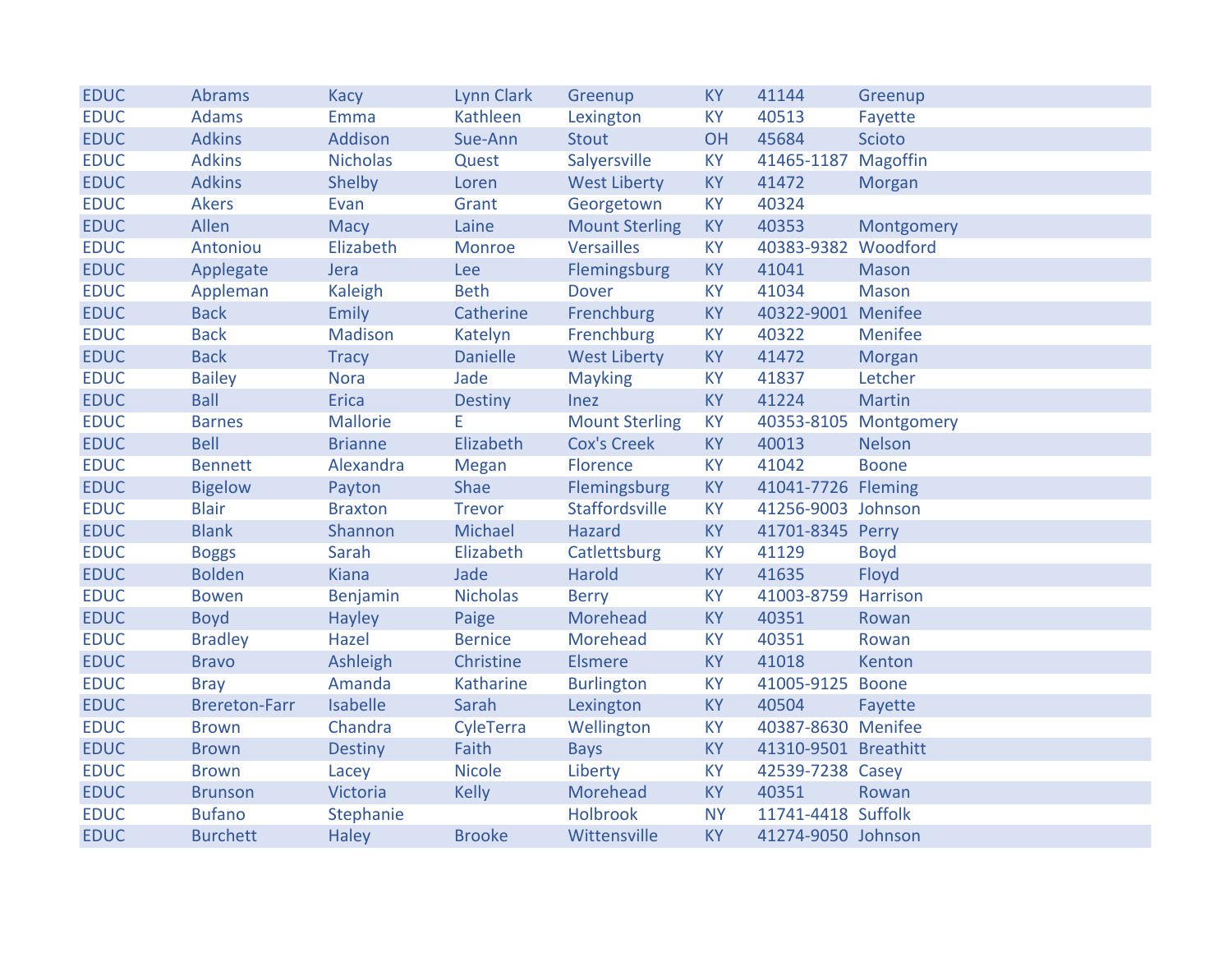| EDUC | Abrams | Kacy | Lynn Clark | Greenup | KY | 41144 | Greenup |
|---|---|---|---|---|---|---|---|
| EDUC | Adams | Emma | Kathleen | Lexington | KY | 40513 | Fayette |
| EDUC | Adkins | Addison | Sue-Ann | Stout | OH | 45684 | Scioto |
| EDUC | Adkins | Nicholas | Quest | Salyersville | KY | 41465-1187 | Magoffin |
| EDUC | Adkins | Shelby | Loren | West Liberty | KY | 41472 | Morgan |
| EDUC | Akers | Evan | Grant | Georgetown | KY | 40324 | |
| EDUC | Allen | Macy | Laine | Mount Sterling | KY | 40353 | Montgomery |
| EDUC | Antoniou | Elizabeth | Monroe | Versailles | KY | 40383-9382 | Woodford |
| EDUC | Applegate | Jera | Lee | Flemingsburg | KY | 41041 | Mason |
| EDUC | Appleman | Kaleigh | Beth | Dover | KY | 41034 | Mason |
| EDUC | Back | Emily | Catherine | Frenchburg | KY | 40322-9001 | Menifee |
| EDUC | Back | Madison | Katelyn | Frenchburg | KY | 40322 | Menifee |
| EDUC | Back | Tracy | Danielle | West Liberty | KY | 41472 | Morgan |
| EDUC | Bailey | Nora | Jade | Mayking | KY | 41837 | Letcher |
| EDUC | Ball | Erica | Destiny | Inez | KY | 41224 | Martin |
| EDUC | Barnes | Mallorie | E | Mount Sterling | KY | 40353-8105 | Montgomery |
| EDUC | Bell | Brianne | Elizabeth | Cox's Creek | KY | 40013 | Nelson |
| EDUC | Bennett | Alexandra | Megan | Florence | KY | 41042 | Boone |
| EDUC | Bigelow | Payton | Shae | Flemingsburg | KY | 41041-7726 | Fleming |
| EDUC | Blair | Braxton | Trevor | Staffordsville | KY | 41256-9003 | Johnson |
| EDUC | Blank | Shannon | Michael | Hazard | KY | 41701-8345 | Perry |
| EDUC | Boggs | Sarah | Elizabeth | Catlettsburg | KY | 41129 | Boyd |
| EDUC | Bolden | Kiana | Jade | Harold | KY | 41635 | Floyd |
| EDUC | Bowen | Benjamin | Nicholas | Berry | KY | 41003-8759 | Harrison |
| EDUC | Boyd | Hayley | Paige | Morehead | KY | 40351 | Rowan |
| EDUC | Bradley | Hazel | Bernice | Morehead | KY | 40351 | Rowan |
| EDUC | Bravo | Ashleigh | Christine | Elsmere | KY | 41018 | Kenton |
| EDUC | Bray | Amanda | Katharine | Burlington | KY | 41005-9125 | Boone |
| EDUC | Brereton-Farr | Isabelle | Sarah | Lexington | KY | 40504 | Fayette |
| EDUC | Brown | Chandra | CyleTerra | Wellington | KY | 40387-8630 | Menifee |
| EDUC | Brown | Destiny | Faith | Bays | KY | 41310-9501 | Breathitt |
| EDUC | Brown | Lacey | Nicole | Liberty | KY | 42539-7238 | Casey |
| EDUC | Brunson | Victoria | Kelly | Morehead | KY | 40351 | Rowan |
| EDUC | Bufano | Stephanie | | Holbrook | NY | 11741-4418 | Suffolk |
| EDUC | Burchett | Haley | Brooke | Wittensville | KY | 41274-9050 | Johnson |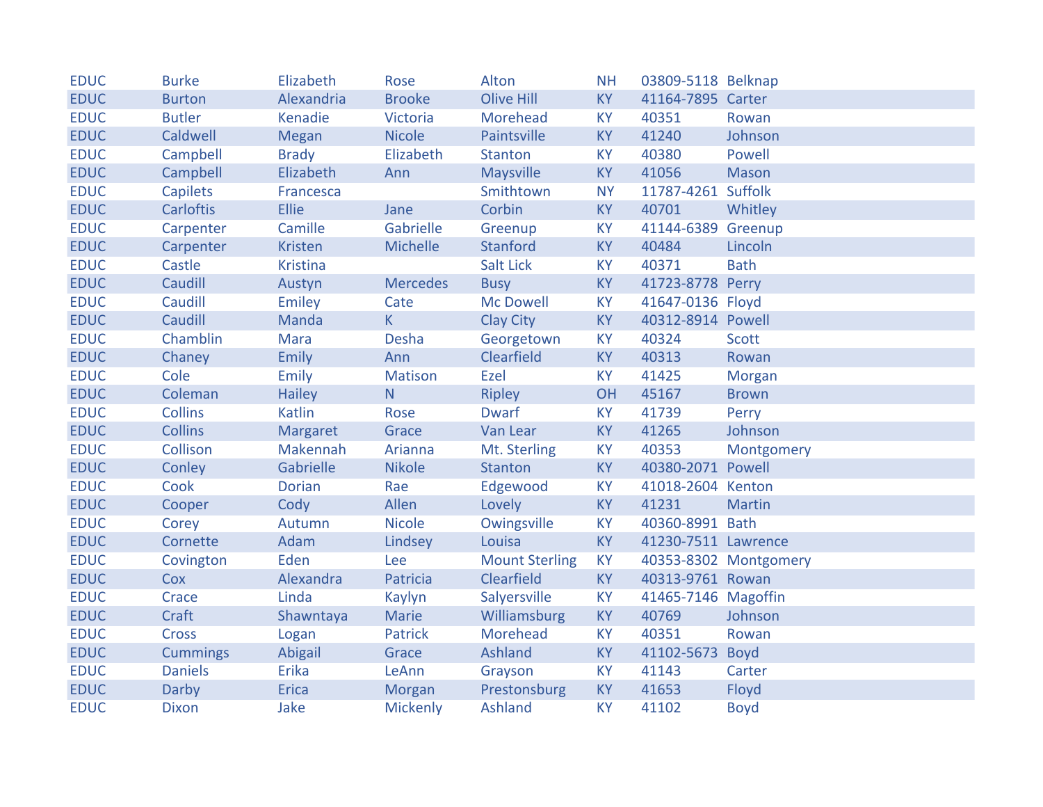| | | | | | | | |
|---|---|---|---|---|---|---|---|
| EDUC | Burke | Elizabeth | Rose | Alton | NH | 03809-5118 | Belknap |
| EDUC | Burton | Alexandria | Brooke | Olive Hill | KY | 41164-7895 | Carter |
| EDUC | Butler | Kenadie | Victoria | Morehead | KY | 40351 | Rowan |
| EDUC | Caldwell | Megan | Nicole | Paintsville | KY | 41240 | Johnson |
| EDUC | Campbell | Brady | Elizabeth | Stanton | KY | 40380 | Powell |
| EDUC | Campbell | Elizabeth | Ann | Maysville | KY | 41056 | Mason |
| EDUC | Capilets | Francesca | | Smithtown | NY | 11787-4261 | Suffolk |
| EDUC | Carloftis | Ellie | Jane | Corbin | KY | 40701 | Whitley |
| EDUC | Carpenter | Camille | Gabrielle | Greenup | KY | 41144-6389 | Greenup |
| EDUC | Carpenter | Kristen | Michelle | Stanford | KY | 40484 | Lincoln |
| EDUC | Castle | Kristina | | Salt Lick | KY | 40371 | Bath |
| EDUC | Caudill | Austyn | Mercedes | Busy | KY | 41723-8778 | Perry |
| EDUC | Caudill | Emiley | Cate | Mc Dowell | KY | 41647-0136 | Floyd |
| EDUC | Caudill | Manda | K | Clay City | KY | 40312-8914 | Powell |
| EDUC | Chamblin | Mara | Desha | Georgetown | KY | 40324 | Scott |
| EDUC | Chaney | Emily | Ann | Clearfield | KY | 40313 | Rowan |
| EDUC | Cole | Emily | Matison | Ezel | KY | 41425 | Morgan |
| EDUC | Coleman | Hailey | N | Ripley | OH | 45167 | Brown |
| EDUC | Collins | Katlin | Rose | Dwarf | KY | 41739 | Perry |
| EDUC | Collins | Margaret | Grace | Van Lear | KY | 41265 | Johnson |
| EDUC | Collison | Makennah | Arianna | Mt. Sterling | KY | 40353 | Montgomery |
| EDUC | Conley | Gabrielle | Nikole | Stanton | KY | 40380-2071 | Powell |
| EDUC | Cook | Dorian | Rae | Edgewood | KY | 41018-2604 | Kenton |
| EDUC | Cooper | Cody | Allen | Lovely | KY | 41231 | Martin |
| EDUC | Corey | Autumn | Nicole | Owingsville | KY | 40360-8991 | Bath |
| EDUC | Cornette | Adam | Lindsey | Louisa | KY | 41230-7511 | Lawrence |
| EDUC | Covington | Eden | Lee | Mount Sterling | KY | 40353-8302 | Montgomery |
| EDUC | Cox | Alexandra | Patricia | Clearfield | KY | 40313-9761 | Rowan |
| EDUC | Crace | Linda | Kaylyn | Salyersville | KY | 41465-7146 | Magoffin |
| EDUC | Craft | Shawntaya | Marie | Williamsburg | KY | 40769 | Johnson |
| EDUC | Cross | Logan | Patrick | Morehead | KY | 40351 | Rowan |
| EDUC | Cummings | Abigail | Grace | Ashland | KY | 41102-5673 | Boyd |
| EDUC | Daniels | Erika | LeAnn | Grayson | KY | 41143 | Carter |
| EDUC | Darby | Erica | Morgan | Prestonsburg | KY | 41653 | Floyd |
| EDUC | Dixon | Jake | Mickenly | Ashland | KY | 41102 | Boyd |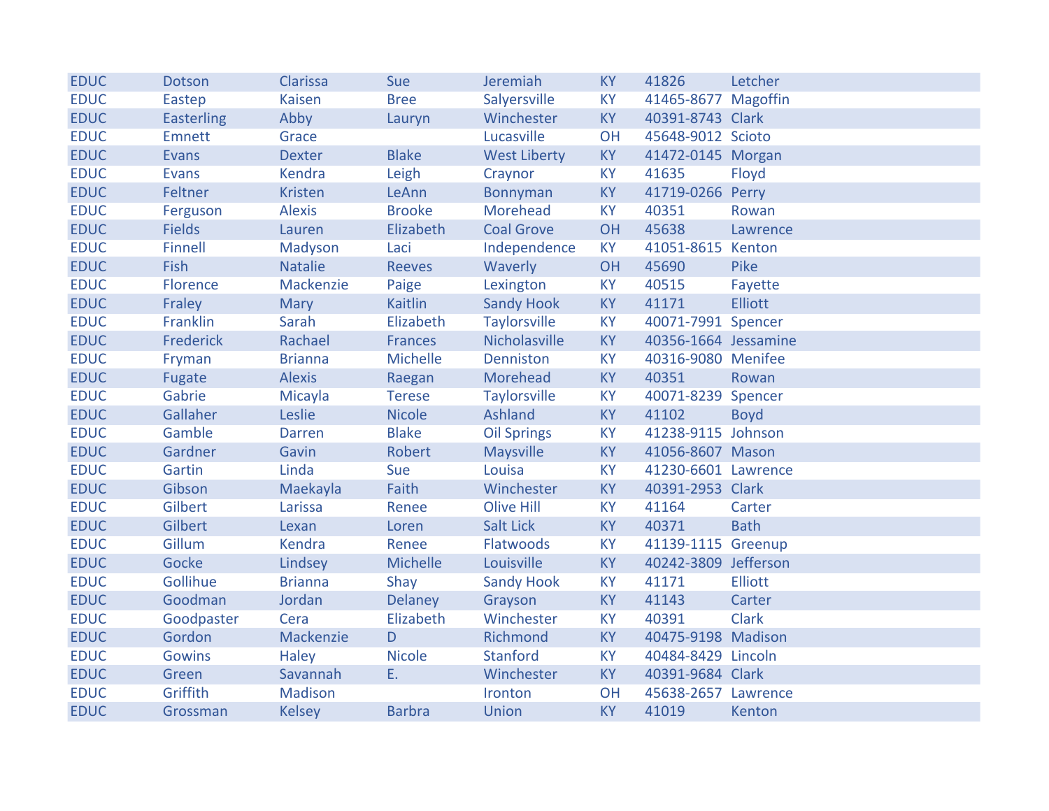| | | | | | | | |
|---|---|---|---|---|---|---|---|
| EDUC | Dotson | Clarissa | Sue | Jeremiah | KY | 41826 | Letcher |
| EDUC | Eastep | Kaisen | Bree | Salyersville | KY | 41465-8677 | Magoffin |
| EDUC | Easterling | Abby | Lauryn | Winchester | KY | 40391-8743 | Clark |
| EDUC | Emnett | Grace | | Lucasville | OH | 45648-9012 | Scioto |
| EDUC | Evans | Dexter | Blake | West Liberty | KY | 41472-0145 | Morgan |
| EDUC | Evans | Kendra | Leigh | Craynor | KY | 41635 | Floyd |
| EDUC | Feltner | Kristen | LeAnn | Bonnyman | KY | 41719-0266 | Perry |
| EDUC | Ferguson | Alexis | Brooke | Morehead | KY | 40351 | Rowan |
| EDUC | Fields | Lauren | Elizabeth | Coal Grove | OH | 45638 | Lawrence |
| EDUC | Finnell | Madyson | Laci | Independence | KY | 41051-8615 | Kenton |
| EDUC | Fish | Natalie | Reeves | Waverly | OH | 45690 | Pike |
| EDUC | Florence | Mackenzie | Paige | Lexington | KY | 40515 | Fayette |
| EDUC | Fraley | Mary | Kaitlin | Sandy Hook | KY | 41171 | Elliott |
| EDUC | Franklin | Sarah | Elizabeth | Taylorsville | KY | 40071-7991 | Spencer |
| EDUC | Frederick | Rachael | Frances | Nicholasville | KY | 40356-1664 | Jessamine |
| EDUC | Fryman | Brianna | Michelle | Denniston | KY | 40316-9080 | Menifee |
| EDUC | Fugate | Alexis | Raegan | Morehead | KY | 40351 | Rowan |
| EDUC | Gabrie | Micayla | Terese | Taylorsville | KY | 40071-8239 | Spencer |
| EDUC | Gallaher | Leslie | Nicole | Ashland | KY | 41102 | Boyd |
| EDUC | Gamble | Darren | Blake | Oil Springs | KY | 41238-9115 | Johnson |
| EDUC | Gardner | Gavin | Robert | Maysville | KY | 41056-8607 | Mason |
| EDUC | Gartin | Linda | Sue | Louisa | KY | 41230-6601 | Lawrence |
| EDUC | Gibson | Maekayla | Faith | Winchester | KY | 40391-2953 | Clark |
| EDUC | Gilbert | Larissa | Renee | Olive Hill | KY | 41164 | Carter |
| EDUC | Gilbert | Lexan | Loren | Salt Lick | KY | 40371 | Bath |
| EDUC | Gillum | Kendra | Renee | Flatwoods | KY | 41139-1115 | Greenup |
| EDUC | Gocke | Lindsey | Michelle | Louisville | KY | 40242-3809 | Jefferson |
| EDUC | Gollihue | Brianna | Shay | Sandy Hook | KY | 41171 | Elliott |
| EDUC | Goodman | Jordan | Delaney | Grayson | KY | 41143 | Carter |
| EDUC | Goodpaster | Cera | Elizabeth | Winchester | KY | 40391 | Clark |
| EDUC | Gordon | Mackenzie | D | Richmond | KY | 40475-9198 | Madison |
| EDUC | Gowins | Haley | Nicole | Stanford | KY | 40484-8429 | Lincoln |
| EDUC | Green | Savannah | E. | Winchester | KY | 40391-9684 | Clark |
| EDUC | Griffith | Madison | | Ironton | OH | 45638-2657 | Lawrence |
| EDUC | Grossman | Kelsey | Barbra | Union | KY | 41019 | Kenton |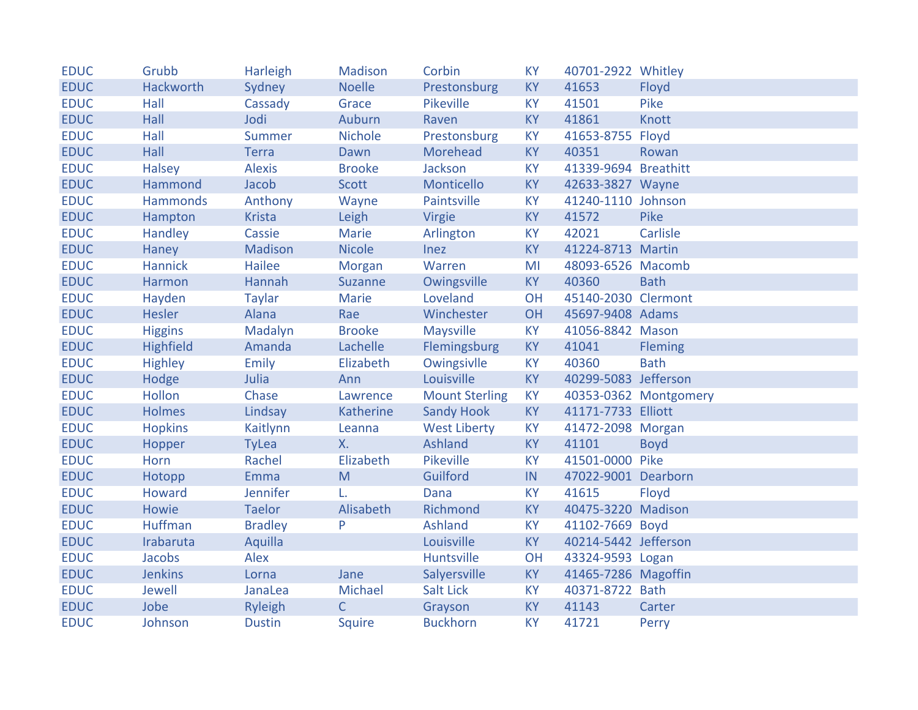| | | | | | | | |
|---|---|---|---|---|---|---|---|
| EDUC | Grubb | Harleigh | Madison | Corbin | KY | 40701-2922 | Whitley |
| EDUC | Hackworth | Sydney | Noelle | Prestonsburg | KY | 41653 | Floyd |
| EDUC | Hall | Cassady | Grace | Pikeville | KY | 41501 | Pike |
| EDUC | Hall | Jodi | Auburn | Raven | KY | 41861 | Knott |
| EDUC | Hall | Summer | Nichole | Prestonsburg | KY | 41653-8755 | Floyd |
| EDUC | Hall | Terra | Dawn | Morehead | KY | 40351 | Rowan |
| EDUC | Halsey | Alexis | Brooke | Jackson | KY | 41339-9694 | Breathitt |
| EDUC | Hammond | Jacob | Scott | Monticello | KY | 42633-3827 | Wayne |
| EDUC | Hammonds | Anthony | Wayne | Paintsville | KY | 41240-1110 | Johnson |
| EDUC | Hampton | Krista | Leigh | Virgie | KY | 41572 | Pike |
| EDUC | Handley | Cassie | Marie | Arlington | KY | 42021 | Carlisle |
| EDUC | Haney | Madison | Nicole | Inez | KY | 41224-8713 | Martin |
| EDUC | Hannick | Hailee | Morgan | Warren | MI | 48093-6526 | Macomb |
| EDUC | Harmon | Hannah | Suzanne | Owingsville | KY | 40360 | Bath |
| EDUC | Hayden | Taylar | Marie | Loveland | OH | 45140-2030 | Clermont |
| EDUC | Hesler | Alana | Rae | Winchester | OH | 45697-9408 | Adams |
| EDUC | Higgins | Madalyn | Brooke | Maysville | KY | 41056-8842 | Mason |
| EDUC | Highfield | Amanda | Lachelle | Flemingsburg | KY | 41041 | Fleming |
| EDUC | Highley | Emily | Elizabeth | Owingsivlle | KY | 40360 | Bath |
| EDUC | Hodge | Julia | Ann | Louisville | KY | 40299-5083 | Jefferson |
| EDUC | Hollon | Chase | Lawrence | Mount Sterling | KY | 40353-0362 | Montgomery |
| EDUC | Holmes | Lindsay | Katherine | Sandy Hook | KY | 41171-7733 | Elliott |
| EDUC | Hopkins | Kaitlynn | Leanna | West Liberty | KY | 41472-2098 | Morgan |
| EDUC | Hopper | TyLea | X. | Ashland | KY | 41101 | Boyd |
| EDUC | Horn | Rachel | Elizabeth | Pikeville | KY | 41501-0000 | Pike |
| EDUC | Hotopp | Emma | M | Guilford | IN | 47022-9001 | Dearborn |
| EDUC | Howard | Jennifer | L. | Dana | KY | 41615 | Floyd |
| EDUC | Howie | Taelor | Alisabeth | Richmond | KY | 40475-3220 | Madison |
| EDUC | Huffman | Bradley | P | Ashland | KY | 41102-7669 | Boyd |
| EDUC | Irabaruta | Aquilla | | Louisville | KY | 40214-5442 | Jefferson |
| EDUC | Jacobs | Alex | | Huntsville | OH | 43324-9593 | Logan |
| EDUC | Jenkins | Lorna | Jane | Salyersville | KY | 41465-7286 | Magoffin |
| EDUC | Jewell | JanaLea | Michael | Salt Lick | KY | 40371-8722 | Bath |
| EDUC | Jobe | Ryleigh | C | Grayson | KY | 41143 | Carter |
| EDUC | Johnson | Dustin | Squire | Buckhorn | KY | 41721 | Perry |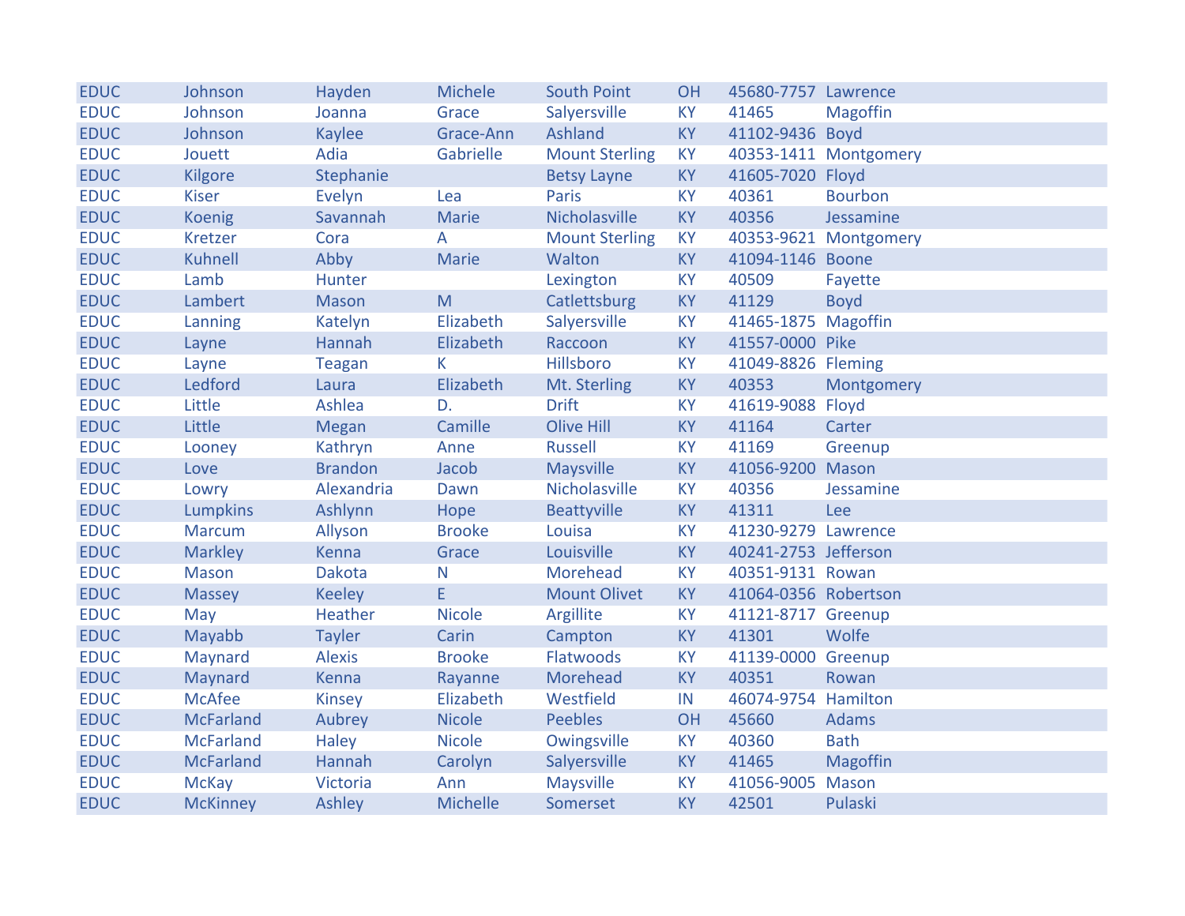| EDUC | Johnson | Hayden | Michele | South Point | OH | 45680-7757 | Lawrence |
|---|---|---|---|---|---|---|---|
| EDUC | Johnson | Joanna | Grace | Salyersville | KY | 41465 | Magoffin |
| EDUC | Johnson | Kaylee | Grace-Ann | Ashland | KY | 41102-9436 | Boyd |
| EDUC | Jouett | Adia | Gabrielle | Mount Sterling | KY | 40353-1411 | Montgomery |
| EDUC | Kilgore | Stephanie | | Betsy Layne | KY | 41605-7020 | Floyd |
| EDUC | Kiser | Evelyn | Lea | Paris | KY | 40361 | Bourbon |
| EDUC | Koenig | Savannah | Marie | Nicholasville | KY | 40356 | Jessamine |
| EDUC | Kretzer | Cora | A | Mount Sterling | KY | 40353-9621 | Montgomery |
| EDUC | Kuhnell | Abby | Marie | Walton | KY | 41094-1146 | Boone |
| EDUC | Lamb | Hunter | | Lexington | KY | 40509 | Fayette |
| EDUC | Lambert | Mason | M | Catlettsburg | KY | 41129 | Boyd |
| EDUC | Lanning | Katelyn | Elizabeth | Salyersville | KY | 41465-1875 | Magoffin |
| EDUC | Layne | Hannah | Elizabeth | Raccoon | KY | 41557-0000 | Pike |
| EDUC | Layne | Teagan | K | Hillsboro | KY | 41049-8826 | Fleming |
| EDUC | Ledford | Laura | Elizabeth | Mt. Sterling | KY | 40353 | Montgomery |
| EDUC | Little | Ashlea | D. | Drift | KY | 41619-9088 | Floyd |
| EDUC | Little | Megan | Camille | Olive Hill | KY | 41164 | Carter |
| EDUC | Looney | Kathryn | Anne | Russell | KY | 41169 | Greenup |
| EDUC | Love | Brandon | Jacob | Maysville | KY | 41056-9200 | Mason |
| EDUC | Lowry | Alexandria | Dawn | Nicholasville | KY | 40356 | Jessamine |
| EDUC | Lumpkins | Ashlynn | Hope | Beattyville | KY | 41311 | Lee |
| EDUC | Marcum | Allyson | Brooke | Louisa | KY | 41230-9279 | Lawrence |
| EDUC | Markley | Kenna | Grace | Louisville | KY | 40241-2753 | Jefferson |
| EDUC | Mason | Dakota | N | Morehead | KY | 40351-9131 | Rowan |
| EDUC | Massey | Keeley | E | Mount Olivet | KY | 41064-0356 | Robertson |
| EDUC | May | Heather | Nicole | Argillite | KY | 41121-8717 | Greenup |
| EDUC | Mayabb | Tayler | Carin | Campton | KY | 41301 | Wolfe |
| EDUC | Maynard | Alexis | Brooke | Flatwoods | KY | 41139-0000 | Greenup |
| EDUC | Maynard | Kenna | Rayanne | Morehead | KY | 40351 | Rowan |
| EDUC | McAfee | Kinsey | Elizabeth | Westfield | IN | 46074-9754 | Hamilton |
| EDUC | McFarland | Aubrey | Nicole | Peebles | OH | 45660 | Adams |
| EDUC | McFarland | Haley | Nicole | Owingsville | KY | 40360 | Bath |
| EDUC | McFarland | Hannah | Carolyn | Salyersville | KY | 41465 | Magoffin |
| EDUC | McKay | Victoria | Ann | Maysville | KY | 41056-9005 | Mason |
| EDUC | McKinney | Ashley | Michelle | Somerset | KY | 42501 | Pulaski |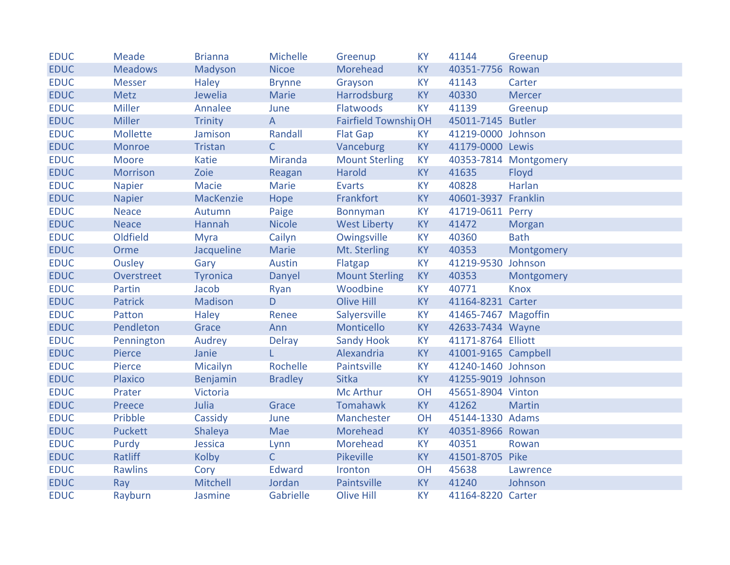| EDUC | Meade | Brianna | Michelle | Greenup | KY | 41144 | Greenup |
|---|---|---|---|---|---|---|---|
| EDUC | Meadows | Madyson | Nicoe | Morehead | KY | 40351-7756 | Rowan |
| EDUC | Messer | Haley | Brynne | Grayson | KY | 41143 | Carter |
| EDUC | Metz | Jewelia | Marie | Harrodsburg | KY | 40330 | Mercer |
| EDUC | Miller | Annalee | June | Flatwoods | KY | 41139 | Greenup |
| EDUC | Miller | Trinity | A | Fairfield Townshi | OH | 45011-7145 | Butler |
| EDUC | Mollette | Jamison | Randall | Flat Gap | KY | 41219-0000 | Johnson |
| EDUC | Monroe | Tristan | C | Vanceburg | KY | 41179-0000 | Lewis |
| EDUC | Moore | Katie | Miranda | Mount Sterling | KY | 40353-7814 | Montgomery |
| EDUC | Morrison | Zoie | Reagan | Harold | KY | 41635 | Floyd |
| EDUC | Napier | Macie | Marie | Evarts | KY | 40828 | Harlan |
| EDUC | Napier | MacKenzie | Hope | Frankfort | KY | 40601-3937 | Franklin |
| EDUC | Neace | Autumn | Paige | Bonnyman | KY | 41719-0611 | Perry |
| EDUC | Neace | Hannah | Nicole | West Liberty | KY | 41472 | Morgan |
| EDUC | Oldfield | Myra | Cailyn | Owingsville | KY | 40360 | Bath |
| EDUC | Orme | Jacqueline | Marie | Mt. Sterling | KY | 40353 | Montgomery |
| EDUC | Ousley | Gary | Austin | Flatgap | KY | 41219-9530 | Johnson |
| EDUC | Overstreet | Tyronica | Danyel | Mount Sterling | KY | 40353 | Montgomery |
| EDUC | Partin | Jacob | Ryan | Woodbine | KY | 40771 | Knox |
| EDUC | Patrick | Madison | D | Olive Hill | KY | 41164-8231 | Carter |
| EDUC | Patton | Haley | Renee | Salyersville | KY | 41465-7467 | Magoffin |
| EDUC | Pendleton | Grace | Ann | Monticello | KY | 42633-7434 | Wayne |
| EDUC | Pennington | Audrey | Delray | Sandy Hook | KY | 41171-8764 | Elliott |
| EDUC | Pierce | Janie | L | Alexandria | KY | 41001-9165 | Campbell |
| EDUC | Pierce | Micailyn | Rochelle | Paintsville | KY | 41240-1460 | Johnson |
| EDUC | Plaxico | Benjamin | Bradley | Sitka | KY | 41255-9019 | Johnson |
| EDUC | Prater | Victoria | | Mc Arthur | OH | 45651-8904 | Vinton |
| EDUC | Preece | Julia | Grace | Tomahawk | KY | 41262 | Martin |
| EDUC | Pribble | Cassidy | June | Manchester | OH | 45144-1330 | Adams |
| EDUC | Puckett | Shaleya | Mae | Morehead | KY | 40351-8966 | Rowan |
| EDUC | Purdy | Jessica | Lynn | Morehead | KY | 40351 | Rowan |
| EDUC | Ratliff | Kolby | C | Pikeville | KY | 41501-8705 | Pike |
| EDUC | Rawlins | Cory | Edward | Ironton | OH | 45638 | Lawrence |
| EDUC | Ray | Mitchell | Jordan | Paintsville | KY | 41240 | Johnson |
| EDUC | Rayburn | Jasmine | Gabrielle | Olive Hill | KY | 41164-8220 | Carter |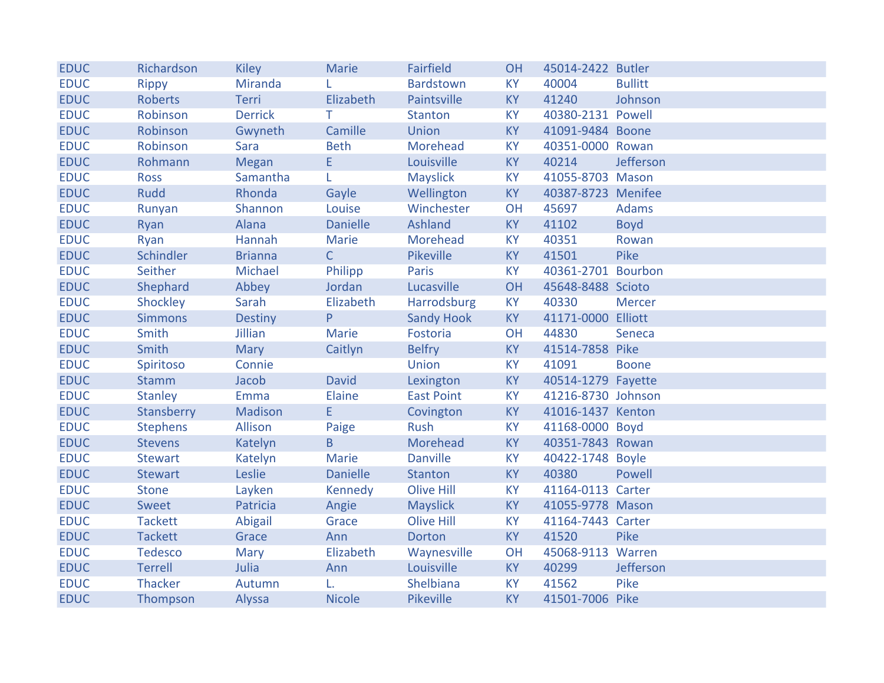| | | | | | | | |
|---|---|---|---|---|---|---|---|
| EDUC | Richardson | Kiley | Marie | Fairfield | OH | 45014-2422 | Butler |
| EDUC | Rippy | Miranda | L | Bardstown | KY | 40004 | Bullitt |
| EDUC | Roberts | Terri | Elizabeth | Paintsville | KY | 41240 | Johnson |
| EDUC | Robinson | Derrick | T | Stanton | KY | 40380-2131 | Powell |
| EDUC | Robinson | Gwyneth | Camille | Union | KY | 41091-9484 | Boone |
| EDUC | Robinson | Sara | Beth | Morehead | KY | 40351-0000 | Rowan |
| EDUC | Rohmann | Megan | E | Louisville | KY | 40214 | Jefferson |
| EDUC | Ross | Samantha | L | Mayslick | KY | 41055-8703 | Mason |
| EDUC | Rudd | Rhonda | Gayle | Wellington | KY | 40387-8723 | Menifee |
| EDUC | Runyan | Shannon | Louise | Winchester | OH | 45697 | Adams |
| EDUC | Ryan | Alana | Danielle | Ashland | KY | 41102 | Boyd |
| EDUC | Ryan | Hannah | Marie | Morehead | KY | 40351 | Rowan |
| EDUC | Schindler | Brianna | C | Pikeville | KY | 41501 | Pike |
| EDUC | Seither | Michael | Philipp | Paris | KY | 40361-2701 | Bourbon |
| EDUC | Shephard | Abbey | Jordan | Lucasville | OH | 45648-8488 | Scioto |
| EDUC | Shockley | Sarah | Elizabeth | Harrodsburg | KY | 40330 | Mercer |
| EDUC | Simmons | Destiny | P | Sandy Hook | KY | 41171-0000 | Elliott |
| EDUC | Smith | Jillian | Marie | Fostoria | OH | 44830 | Seneca |
| EDUC | Smith | Mary | Caitlyn | Belfry | KY | 41514-7858 | Pike |
| EDUC | Spiritoso | Connie | | Union | KY | 41091 | Boone |
| EDUC | Stamm | Jacob | David | Lexington | KY | 40514-1279 | Fayette |
| EDUC | Stanley | Emma | Elaine | East Point | KY | 41216-8730 | Johnson |
| EDUC | Stansberry | Madison | E | Covington | KY | 41016-1437 | Kenton |
| EDUC | Stephens | Allison | Paige | Rush | KY | 41168-0000 | Boyd |
| EDUC | Stevens | Katelyn | B | Morehead | KY | 40351-7843 | Rowan |
| EDUC | Stewart | Katelyn | Marie | Danville | KY | 40422-1748 | Boyle |
| EDUC | Stewart | Leslie | Danielle | Stanton | KY | 40380 | Powell |
| EDUC | Stone | Layken | Kennedy | Olive Hill | KY | 41164-0113 | Carter |
| EDUC | Sweet | Patricia | Angie | Mayslick | KY | 41055-9778 | Mason |
| EDUC | Tackett | Abigail | Grace | Olive Hill | KY | 41164-7443 | Carter |
| EDUC | Tackett | Grace | Ann | Dorton | KY | 41520 | Pike |
| EDUC | Tedesco | Mary | Elizabeth | Waynesville | OH | 45068-9113 | Warren |
| EDUC | Terrell | Julia | Ann | Louisville | KY | 40299 | Jefferson |
| EDUC | Thacker | Autumn | L. | Shelbiana | KY | 41562 | Pike |
| EDUC | Thompson | Alyssa | Nicole | Pikeville | KY | 41501-7006 | Pike |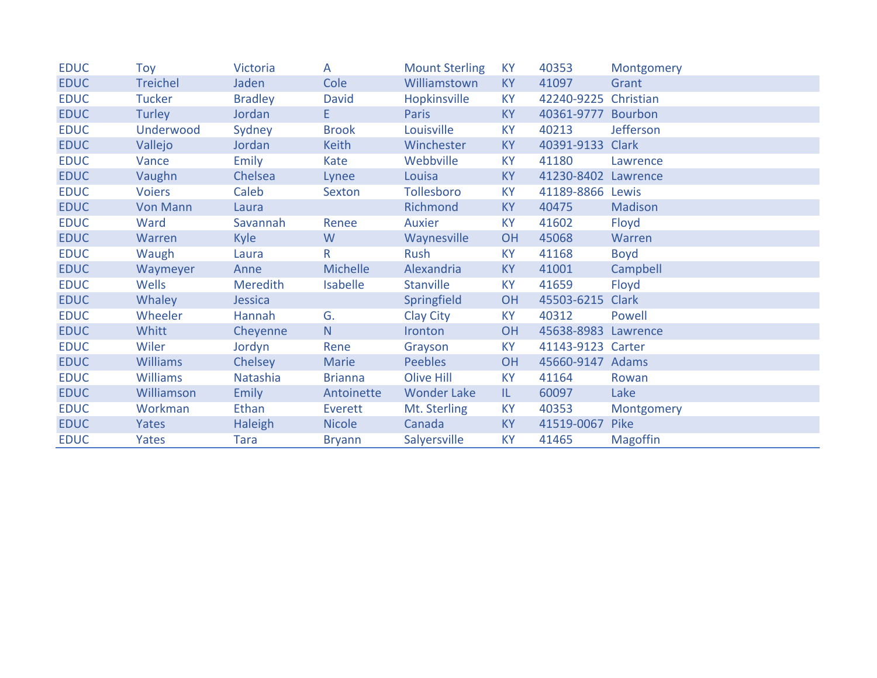| | | | | | | | |
|---|---|---|---|---|---|---|---|
| EDUC | Toy | Victoria | A | Mount Sterling | KY | 40353 | Montgomery |
| EDUC | Treichel | Jaden | Cole | Williamstown | KY | 41097 | Grant |
| EDUC | Tucker | Bradley | David | Hopkinsville | KY | 42240-9225 | Christian |
| EDUC | Turley | Jordan | E | Paris | KY | 40361-9777 | Bourbon |
| EDUC | Underwood | Sydney | Brook | Louisville | KY | 40213 | Jefferson |
| EDUC | Vallejo | Jordan | Keith | Winchester | KY | 40391-9133 | Clark |
| EDUC | Vance | Emily | Kate | Webbville | KY | 41180 | Lawrence |
| EDUC | Vaughn | Chelsea | Lynee | Louisa | KY | 41230-8402 | Lawrence |
| EDUC | Voiers | Caleb | Sexton | Tollesboro | KY | 41189-8866 | Lewis |
| EDUC | Von Mann | Laura | | Richmond | KY | 40475 | Madison |
| EDUC | Ward | Savannah | Renee | Auxier | KY | 41602 | Floyd |
| EDUC | Warren | Kyle | W | Waynesville | OH | 45068 | Warren |
| EDUC | Waugh | Laura | R | Rush | KY | 41168 | Boyd |
| EDUC | Waymeyer | Anne | Michelle | Alexandria | KY | 41001 | Campbell |
| EDUC | Wells | Meredith | Isabelle | Stanville | KY | 41659 | Floyd |
| EDUC | Whaley | Jessica | | Springfield | OH | 45503-6215 | Clark |
| EDUC | Wheeler | Hannah | G. | Clay City | KY | 40312 | Powell |
| EDUC | Whitt | Cheyenne | N | Ironton | OH | 45638-8983 | Lawrence |
| EDUC | Wiler | Jordyn | Rene | Grayson | KY | 41143-9123 | Carter |
| EDUC | Williams | Chelsey | Marie | Peebles | OH | 45660-9147 | Adams |
| EDUC | Williams | Natashia | Brianna | Olive Hill | KY | 41164 | Rowan |
| EDUC | Williamson | Emily | Antoinette | Wonder Lake | IL | 60097 | Lake |
| EDUC | Workman | Ethan | Everett | Mt. Sterling | KY | 40353 | Montgomery |
| EDUC | Yates | Haleigh | Nicole | Canada | KY | 41519-0067 | Pike |
| EDUC | Yates | Tara | Bryann | Salyersville | KY | 41465 | Magoffin |